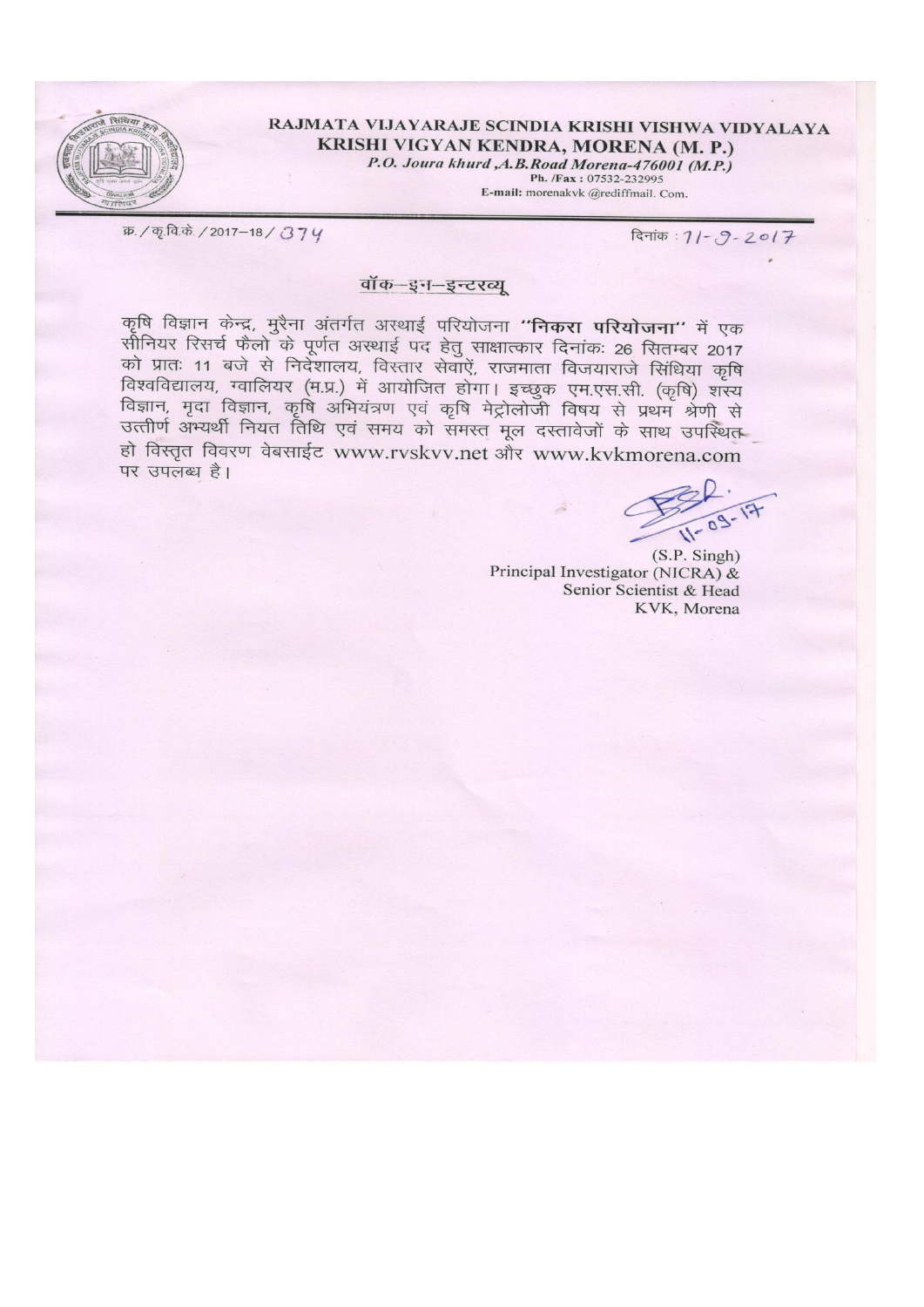# RAJMATA VIJAYARAJE SCINDIA KRISHI VISHWA VIDYALAYA
## KRISHI VIGYAN KENDRA, MORENA (M. P.)

*P.O. Joura khurd ,A.B.Road Morena-476001 (M.P.)*
Ph. /Fax : 07532-232995
E-mail: morenakvk @rediffmail. Com.

क्र. / कृ.वि.के. / 2017–18 / 374 दिनांक : 11-9-2017

### वॉक–इन–इन्टरव्यू

कृषि विज्ञान केन्द्र, मुरैना अंतर्गत अस्थाई परियोजना **"निकरा परियोजना"** में एक सीनियर रिसर्च फैलो के पूर्णत अस्थाई पद हेतु साक्षात्कार दिनांकः 26 सितम्बर 2017 को प्रातः 11 बजे से निदेशालय, विस्तार सेवाऐं, राजमाता विजयाराजे सिंधिया कृषि विश्वविद्यालय, ग्वालियर (म.प्र.) में आयोजित होगा। इच्छुक एम.एस.सी. (कृषि) शस्य विज्ञान, मृदा विज्ञान, कृषि अभियंत्रण एवं कृषि मेट्रोलोजी विषय से प्रथम श्रेणी से उत्तीर्ण अभ्यर्थी नियत तिथि एवं समय को समस्त मूल दस्तावेजों के साथ उपस्थित हो विस्तृत विवरण वेबसाईट www.rvskvv.net और www.kvkmorena.com पर उपलब्ध है।

11-09-17

(S.P. Singh)
Principal Investigator (NICRA) &
Senior Scientist & Head
KVK, Morena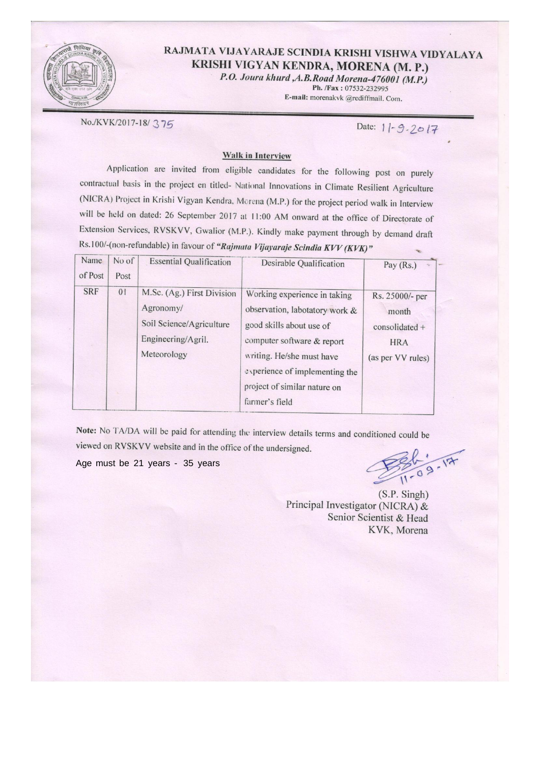# RAJMATA VIJAYARAJE SCINDIA KRISHI VISHWA VIDYALAYA

## KRISHI VIGYAN KENDRA, MORENA (M. P.)

*P.O. Joura khurd ,A.B.Road Morena-476001 (M.P.)*

**Ph. /Fax :** 07532-232995

**E-mail:** morenakvk @rediffmail. Com.

No./KVK/2017-18/ 375

Date: 11-9-2017

**Walk in Interview**

Application are invited from eligible candidates for the following post on purely contractual basis in the project en titled- National Innovations in Climate Resilient Agriculture (NICRA) Project in Krishi Vigyan Kendra, Morena (M.P.) for the project period walk in Interview will be held on dated: 26 September 2017 at 11:00 AM onward at the office of Directorate of Extension Services, RVSKVV, Gwalior (M.P.). Kindly make payment through by demand draft Rs.100/-(non-refundable) in favour of ***"Rajmata Vijayaraje Scindia KVV (KVK)"***

| Name of Post | No of Post | Essential Qualification | Desirable Qualification | Pay (Rs.) |
|---|---|---|---|---|
| SRF | 01 | M.Sc. (Ag.) First Division Agronomy/ Soil Science/Agriculture Engineering/Agril. Meteorology | Working experience in taking observation, labotatory work & good skills about use of computer software & report writing. He/she must have experience of implementing the project of similar nature on farmer's field | Rs. 25000/- per month consolidated + HRA (as per VV rules) |

**Note:** No TA/DA will be paid for attending the interview details terms and conditioned could be viewed on RVSKVV website and in the office of the undersigned.

Age must be 21 years - 35 years

11-09-17

(S.P. Singh)
Principal Investigator (NICRA) &
Senior Scientist & Head
KVK, Morena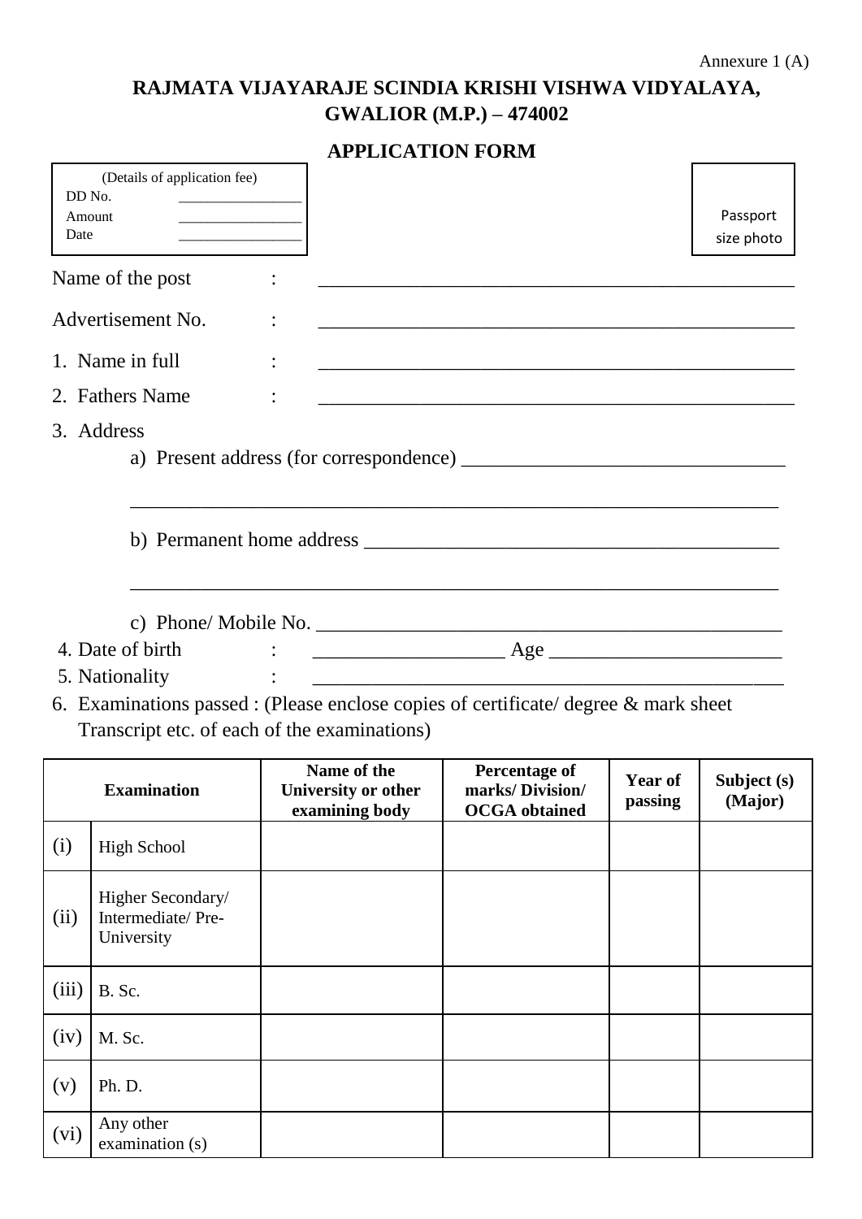Annexure 1 (A)

# RAJMATA VIJAYARAJE SCINDIA KRISHI VISHWA VIDYALAYA, GWALIOR (M.P.) – 474002

## APPLICATION FORM

(Details of application fee)
DD No. ________________
Amount ________________
Date ________________

Passport size photo

Name of the post : ________________________________________________

Advertisement No. : ________________________________________________

1. Name in full : ________________________________________________
2. Fathers Name : ________________________________________________
3. Address
   a) Present address (for correspondence) ________________________________
   ________________________________________________________________
   b) Permanent home address ________________________________________
   ________________________________________________________________
   c) Phone/ Mobile No. ______________________________________________
4. Date of birth : __________________ Age ______________________
5. Nationality : ________________________________________________
6. Examinations passed : (Please enclose copies of certificate/ degree & mark sheet Transcript etc. of each of the examinations)

| Examination | | Name of the University or other examining body | Percentage of marks/ Division/ OCGA obtained | Year of passing | Subject (s) (Major) |
|---|---|---|---|---|---|
| (i) | High School | | | | |
| (ii) | Higher Secondary/ Intermediate/ Pre-University | | | | |
| (iii) | B. Sc. | | | | |
| (iv) | M. Sc. | | | | |
| (v) | Ph. D. | | | | |
| (vi) | Any other examination (s) | | | | |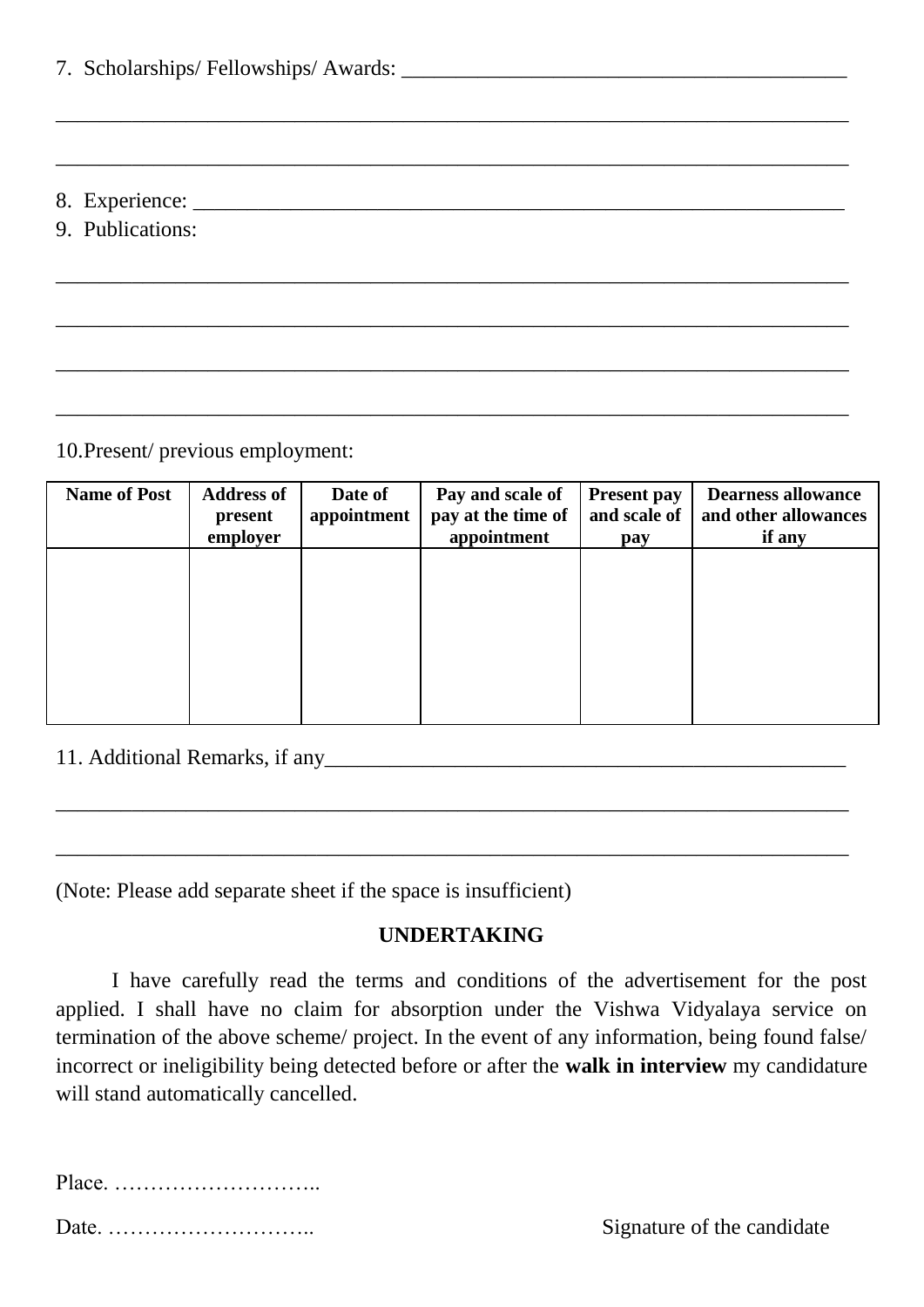7. Scholarships/ Fellowships/ Awards: ________________________________________

______________________________________________________________________

______________________________________________________________________

8. Experience: ____________________________________________________________

9. Publications:

______________________________________________________________________

______________________________________________________________________

______________________________________________________________________

______________________________________________________________________

10. Present/ previous employment:

| Name of Post | Address of present employer | Date of appointment | Pay and scale of pay at the time of appointment | Present pay and scale of pay | Dearness allowance and other allowances if any |
|---|---|---|---|---|---|
| | | | | | |

11. Additional Remarks, if any__________________________________________________

______________________________________________________________________

______________________________________________________________________

(Note: Please add separate sheet if the space is insufficient)

**UNDERTAKING**

I have carefully read the terms and conditions of the advertisement for the post applied. I shall have no claim for absorption under the Vishwa Vidyalaya service on termination of the above scheme/ project. In the event of any information, being found false/ incorrect or ineligibility being detected before or after the **walk in interview** my candidature will stand automatically cancelled.

Place. ………………………..

Date. ………………………..

Signature of the candidate